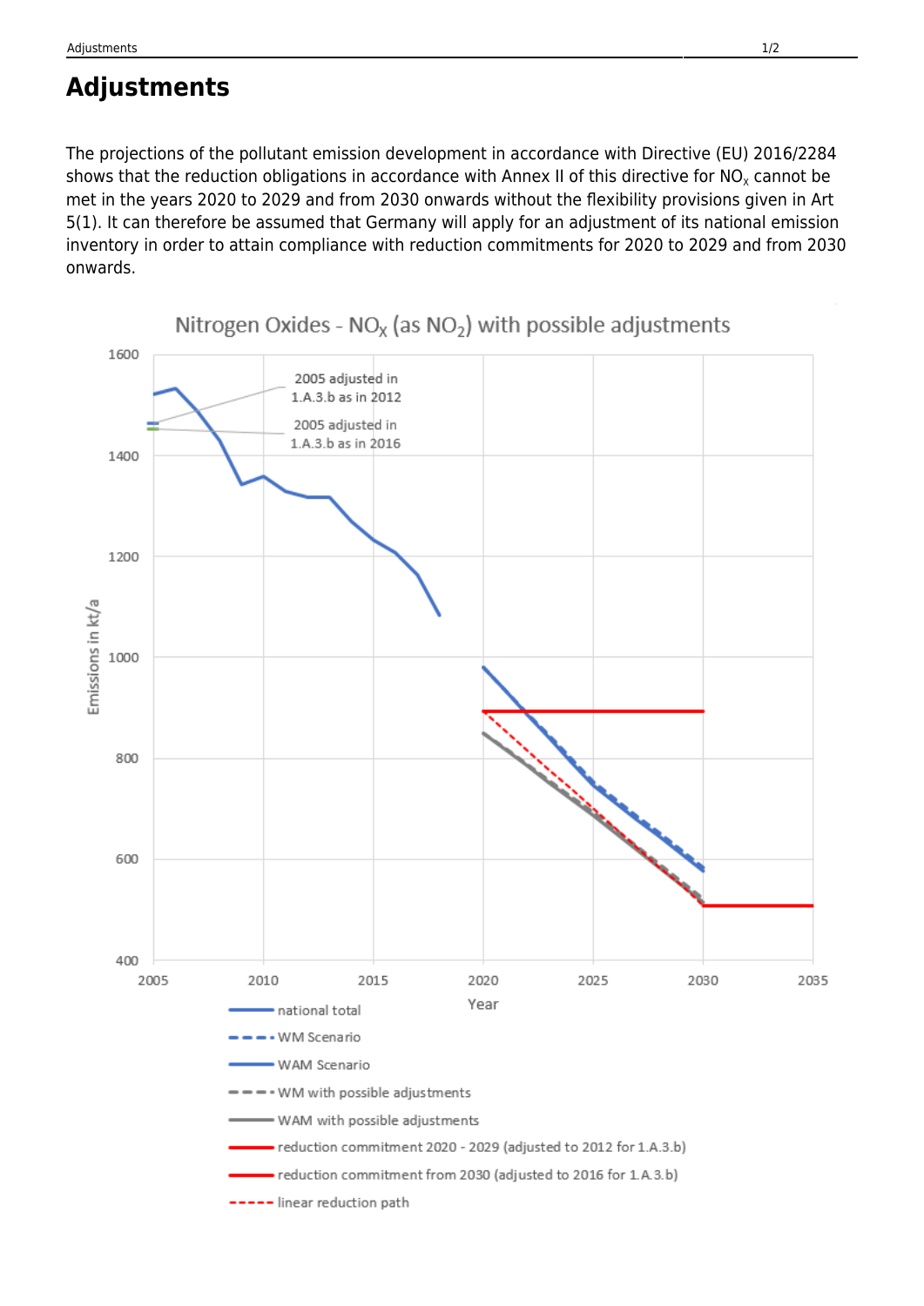# Adjustments

The projections of the pollutant emission development in accordance with Directive (EU) 2016/2284 shows that the reduction obligations in accordance with Annex II of this directive for $NO_x$ cannot be met in the years 2020 to 2029 and from 2030 onwards without the flexibility provisions given in Art 5(1). It can therefore be assumed that Germany will apply for an adjustment of its national emission inventory in order to attain compliance with reduction commitments for 2020 to 2029 and from 2030 onwards.

Nitrogen Oxides - $NO_X$ (as $NO_2$) with possible adjustments

Emissions in kt/a

Year

2005 adjusted in 1.A.3.b as in 2012

2005 adjusted in 1.A.3.b as in 2016

- national total
- WM Scenario
- WAM Scenario
- WM with possible adjustments
- WAM with possible adjustments
- reduction commitment 2020 - 2029 (adjusted to 2012 for 1.A.3.b)
- reduction commitment from 2030 (adjusted to 2016 for 1.A.3.b)
- linear reduction path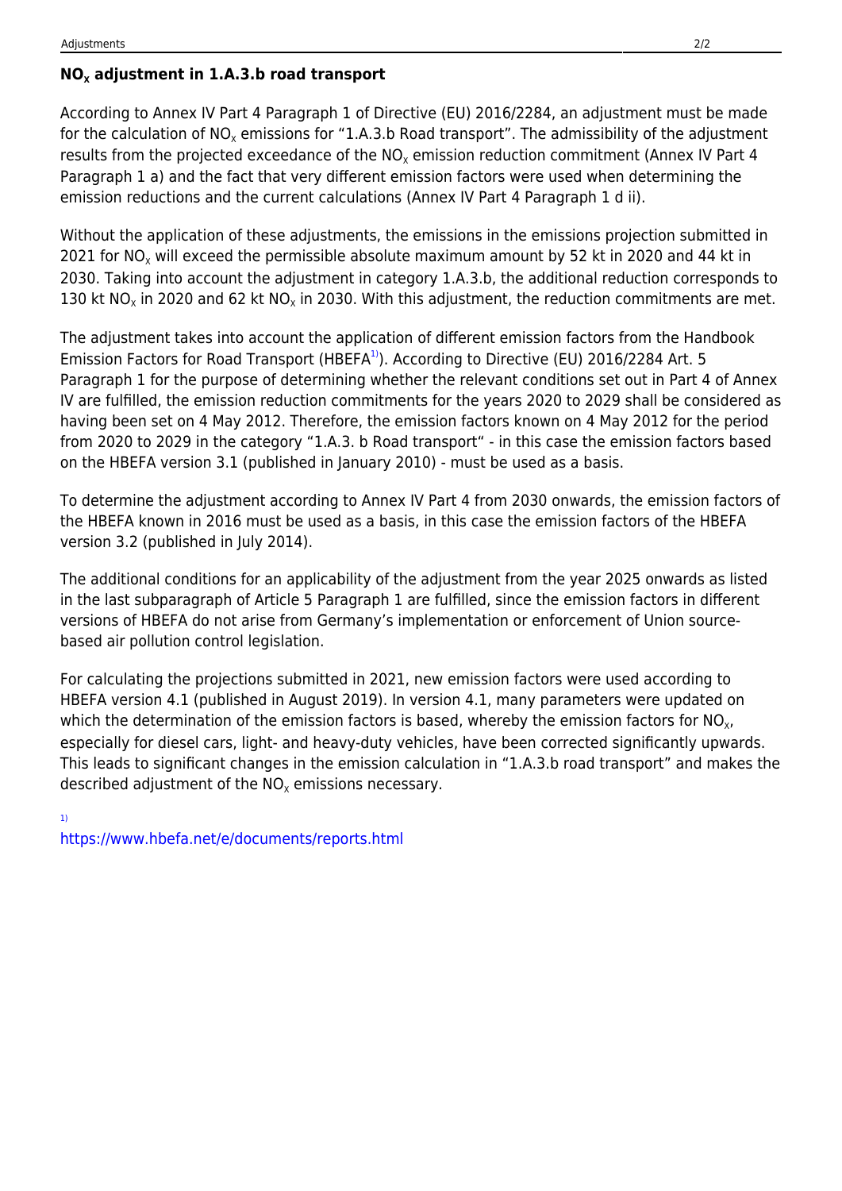### $NO_x$ adjustment in 1.A.3.b road transport

According to Annex IV Part 4 Paragraph 1 of Directive (EU) 2016/2284, an adjustment must be made for the calculation of $NO_x$ emissions for “1.A.3.b Road transport”. The admissibility of the adjustment results from the projected exceedance of the $NO_x$ emission reduction commitment (Annex IV Part 4 Paragraph 1 a) and the fact that very different emission factors were used when determining the emission reductions and the current calculations (Annex IV Part 4 Paragraph 1 d ii).

Without the application of these adjustments, the emissions in the emissions projection submitted in 2021 for $NO_x$ will exceed the permissible absolute maximum amount by 52 kt in 2020 and 44 kt in 2030. Taking into account the adjustment in category 1.A.3.b, the additional reduction corresponds to 130 kt $NO_x$ in 2020 and 62 kt $NO_x$ in 2030. With this adjustment, the reduction commitments are met.

The adjustment takes into account the application of different emission factors from the Handbook Emission Factors for Road Transport (HBEFA[1]). According to Directive (EU) 2016/2284 Art. 5 Paragraph 1 for the purpose of determining whether the relevant conditions set out in Part 4 of Annex IV are fulfilled, the emission reduction commitments for the years 2020 to 2029 shall be considered as having been set on 4 May 2012. Therefore, the emission factors known on 4 May 2012 for the period from 2020 to 2029 in the category “1.A.3. b Road transport“ - in this case the emission factors based on the HBEFA version 3.1 (published in January 2010) - must be used as a basis.

To determine the adjustment according to Annex IV Part 4 from 2030 onwards, the emission factors of the HBEFA known in 2016 must be used as a basis, in this case the emission factors of the HBEFA version 3.2 (published in July 2014).

The additional conditions for an applicability of the adjustment from the year 2025 onwards as listed in the last subparagraph of Article 5 Paragraph 1 are fulfilled, since the emission factors in different versions of HBEFA do not arise from Germany’s implementation or enforcement of Union source-based air pollution control legislation.

For calculating the projections submitted in 2021, new emission factors were used according to HBEFA version 4.1 (published in August 2019). In version 4.1, many parameters were updated on which the determination of the emission factors is based, whereby the emission factors for $NO_x$, especially for diesel cars, light- and heavy-duty vehicles, have been corrected significantly upwards. This leads to significant changes in the emission calculation in “1.A.3.b road transport” and makes the described adjustment of the $NO_x$ emissions necessary.

[1] https://www.hbefa.net/e/documents/reports.html